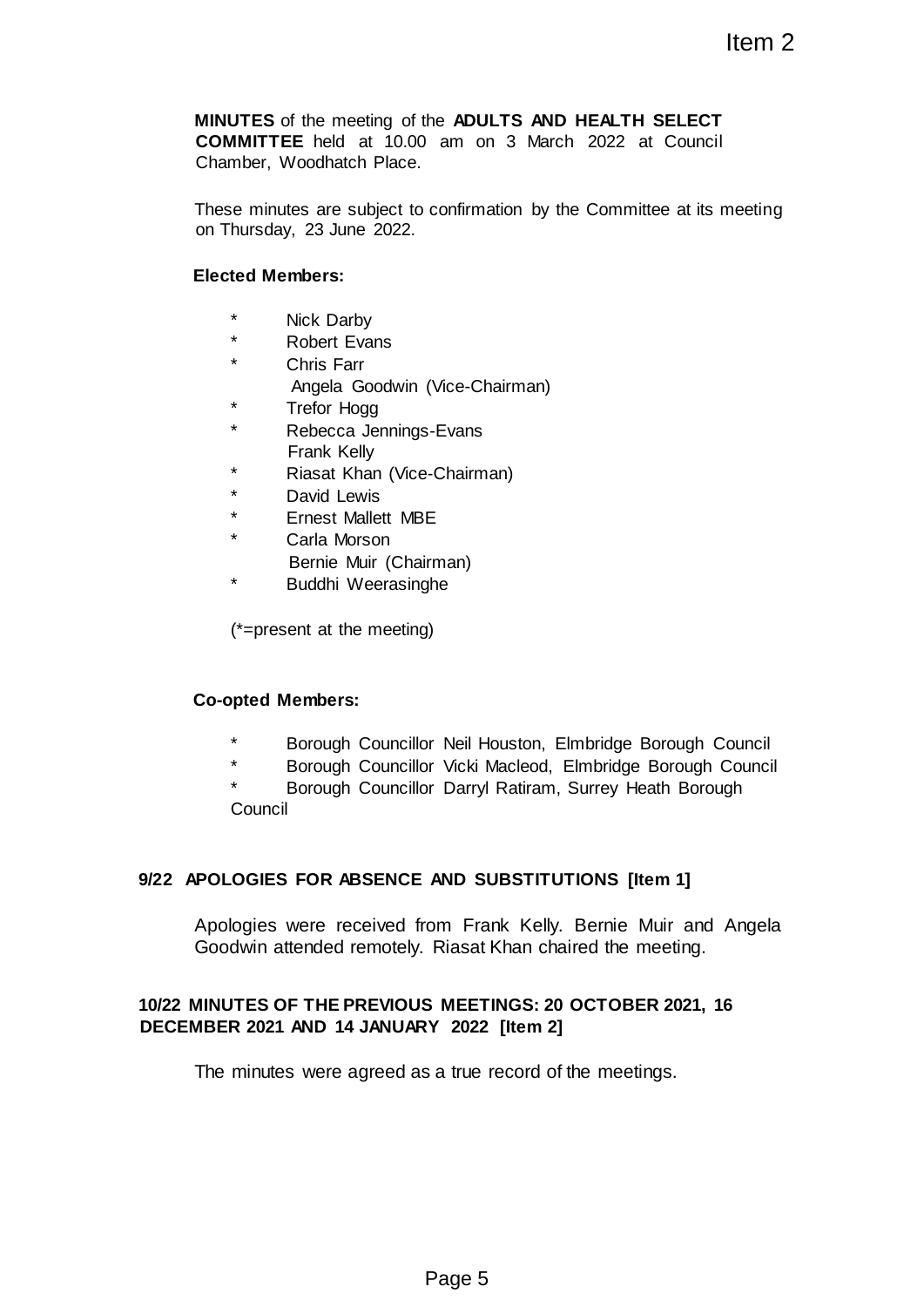Item 2

**MINUTES** of the meeting of the **ADULTS AND HEALTH SELECT COMMITTEE** held at 10.00 am on 3 March 2022 at Council Chamber, Woodhatch Place.

These minutes are subject to confirmation by the Committee at its meeting on Thursday, 23 June 2022.

**Elected Members:**

- \* Nick Darby
- \* Robert Evans
- \* Chris Farr
- Angela Goodwin (Vice-Chairman)
- \* Trefor Hogg
- \* Rebecca Jennings-Evans
- Frank Kelly
- \* Riasat Khan (Vice-Chairman)
- \* David Lewis
- \* Ernest Mallett MBE
- \* Carla Morson
- Bernie Muir (Chairman)
- \* Buddhi Weerasinghe

(*=present at the meeting)

**Co-opted Members:**

- \* Borough Councillor Neil Houston, Elmbridge Borough Council
- \* Borough Councillor Vicki Macleod, Elmbridge Borough Council
- \* Borough Councillor Darryl Ratiram, Surrey Heath Borough Council

**9/22 APOLOGIES FOR ABSENCE AND SUBSTITUTIONS [Item 1]**

Apologies were received from Frank Kelly. Bernie Muir and Angela Goodwin attended remotely. Riasat Khan chaired the meeting.

**10/22 MINUTES OF THE PREVIOUS MEETINGS: 20 OCTOBER 2021, 16 DECEMBER 2021 AND 14 JANUARY 2022 [Item 2]**

The minutes were agreed as a true record of the meetings.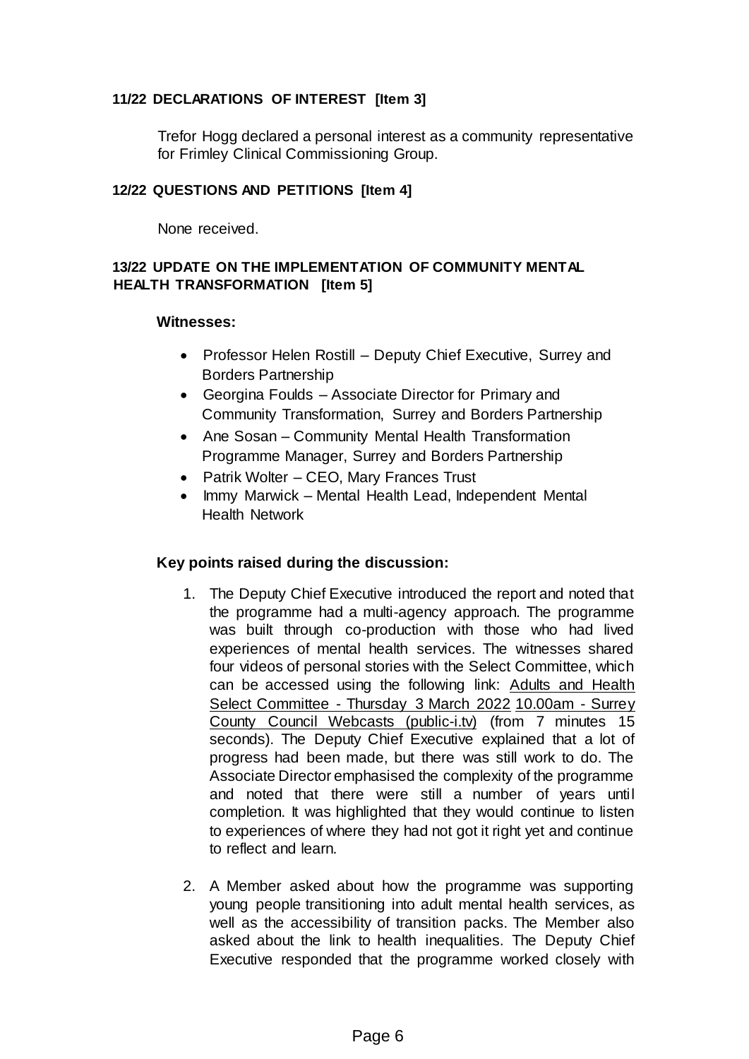**11/22 DECLARATIONS OF INTEREST [Item 3]**

Trefor Hogg declared a personal interest as a community representative for Frimley Clinical Commissioning Group.

**12/22 QUESTIONS AND PETITIONS [Item 4]**

None received.

**13/22 UPDATE ON THE IMPLEMENTATION OF COMMUNITY MENTAL HEALTH TRANSFORMATION [Item 5]**

**Witnesses:**

- Professor Helen Rostill – Deputy Chief Executive, Surrey and Borders Partnership
- Georgina Foulds – Associate Director for Primary and Community Transformation, Surrey and Borders Partnership
- Ane Sosan – Community Mental Health Transformation Programme Manager, Surrey and Borders Partnership
- Patrik Wolter – CEO, Mary Frances Trust
- Immy Marwick – Mental Health Lead, Independent Mental Health Network

**Key points raised during the discussion:**

1. The Deputy Chief Executive introduced the report and noted that the programme had a multi-agency approach. The programme was built through co-production with those who had lived experiences of mental health services. The witnesses shared four videos of personal stories with the Select Committee, which can be accessed using the following link: Adults and Health Select Committee - Thursday 3 March 2022 10.00am - Surrey County Council Webcasts (public-i.tv) (from 7 minutes 15 seconds). The Deputy Chief Executive explained that a lot of progress had been made, but there was still work to do. The Associate Director emphasised the complexity of the programme and noted that there were still a number of years until completion. It was highlighted that they would continue to listen to experiences of where they had not got it right yet and continue to reflect and learn.

2. A Member asked about how the programme was supporting young people transitioning into adult mental health services, as well as the accessibility of transition packs. The Member also asked about the link to health inequalities. The Deputy Chief Executive responded that the programme worked closely with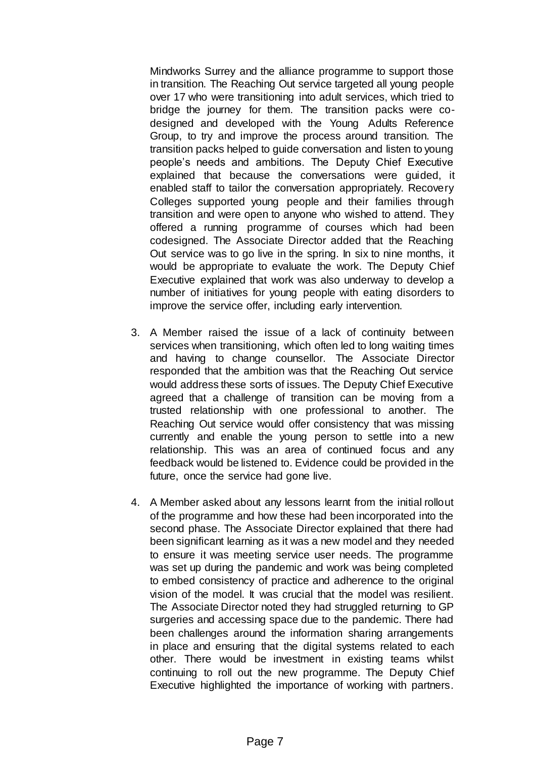Mindworks Surrey and the alliance programme to support those in transition. The Reaching Out service targeted all young people over 17 who were transitioning into adult services, which tried to bridge the journey for them. The transition packs were co-designed and developed with the Young Adults Reference Group, to try and improve the process around transition. The transition packs helped to guide conversation and listen to young people's needs and ambitions. The Deputy Chief Executive explained that because the conversations were guided, it enabled staff to tailor the conversation appropriately. Recovery Colleges supported young people and their families through transition and were open to anyone who wished to attend. They offered a running programme of courses which had been codesigned. The Associate Director added that the Reaching Out service was to go live in the spring. In six to nine months, it would be appropriate to evaluate the work. The Deputy Chief Executive explained that work was also underway to develop a number of initiatives for young people with eating disorders to improve the service offer, including early intervention.

3. A Member raised the issue of a lack of continuity between services when transitioning, which often led to long waiting times and having to change counsellor. The Associate Director responded that the ambition was that the Reaching Out service would address these sorts of issues. The Deputy Chief Executive agreed that a challenge of transition can be moving from a trusted relationship with one professional to another. The Reaching Out service would offer consistency that was missing currently and enable the young person to settle into a new relationship. This was an area of continued focus and any feedback would be listened to. Evidence could be provided in the future, once the service had gone live.

4. A Member asked about any lessons learnt from the initial rollout of the programme and how these had been incorporated into the second phase. The Associate Director explained that there had been significant learning as it was a new model and they needed to ensure it was meeting service user needs. The programme was set up during the pandemic and work was being completed to embed consistency of practice and adherence to the original vision of the model. It was crucial that the model was resilient. The Associate Director noted they had struggled returning to GP surgeries and accessing space due to the pandemic. There had been challenges around the information sharing arrangements in place and ensuring that the digital systems related to each other. There would be investment in existing teams whilst continuing to roll out the new programme. The Deputy Chief Executive highlighted the importance of working with partners.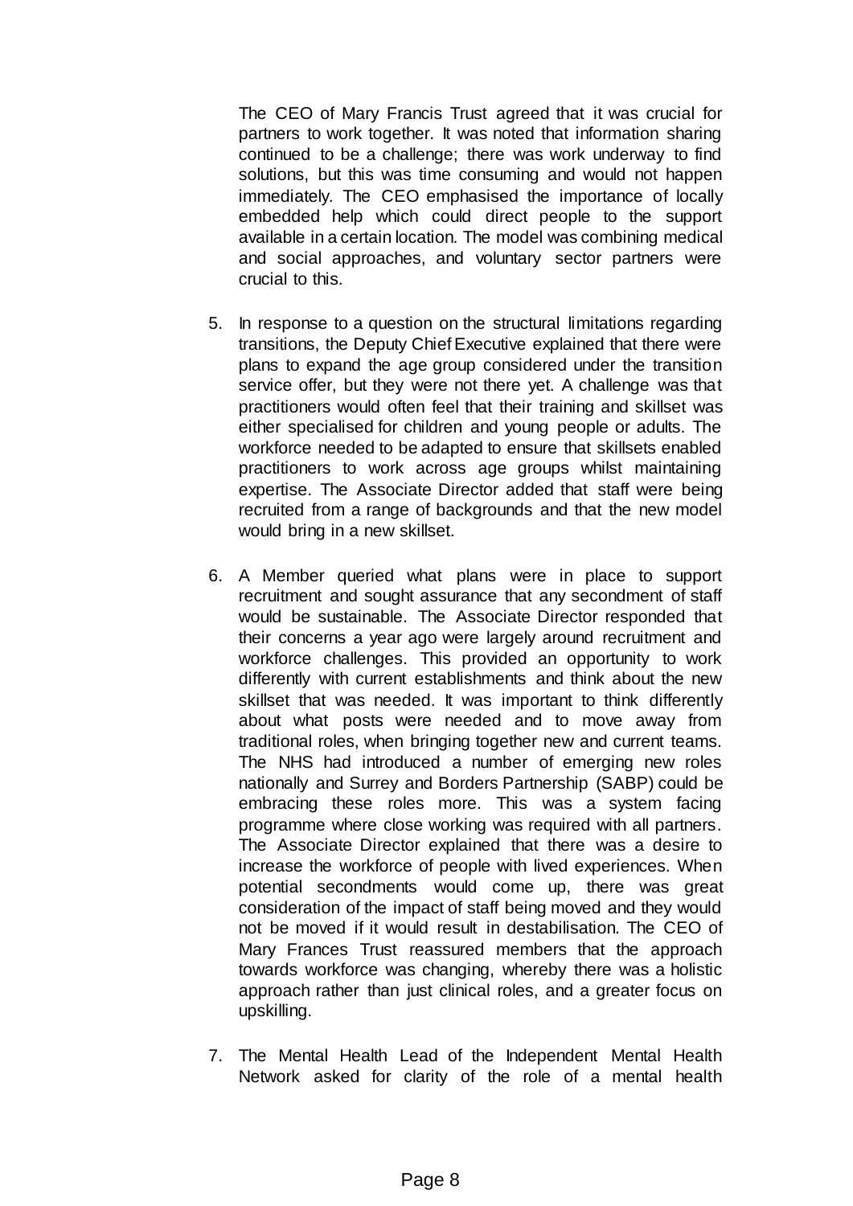The CEO of Mary Francis Trust agreed that it was crucial for partners to work together. It was noted that information sharing continued to be a challenge; there was work underway to find solutions, but this was time consuming and would not happen immediately. The CEO emphasised the importance of locally embedded help which could direct people to the support available in a certain location. The model was combining medical and social approaches, and voluntary sector partners were crucial to this.

5. In response to a question on the structural limitations regarding transitions, the Deputy Chief Executive explained that there were plans to expand the age group considered under the transition service offer, but they were not there yet. A challenge was that practitioners would often feel that their training and skillset was either specialised for children and young people or adults. The workforce needed to be adapted to ensure that skillsets enabled practitioners to work across age groups whilst maintaining expertise. The Associate Director added that staff were being recruited from a range of backgrounds and that the new model would bring in a new skillset.

6. A Member queried what plans were in place to support recruitment and sought assurance that any secondment of staff would be sustainable. The Associate Director responded that their concerns a year ago were largely around recruitment and workforce challenges. This provided an opportunity to work differently with current establishments and think about the new skillset that was needed. It was important to think differently about what posts were needed and to move away from traditional roles, when bringing together new and current teams. The NHS had introduced a number of emerging new roles nationally and Surrey and Borders Partnership (SABP) could be embracing these roles more. This was a system facing programme where close working was required with all partners. The Associate Director explained that there was a desire to increase the workforce of people with lived experiences. When potential secondments would come up, there was great consideration of the impact of staff being moved and they would not be moved if it would result in destabilisation. The CEO of Mary Frances Trust reassured members that the approach towards workforce was changing, whereby there was a holistic approach rather than just clinical roles, and a greater focus on upskilling.

7. The Mental Health Lead of the Independent Mental Health Network asked for clarity of the role of a mental health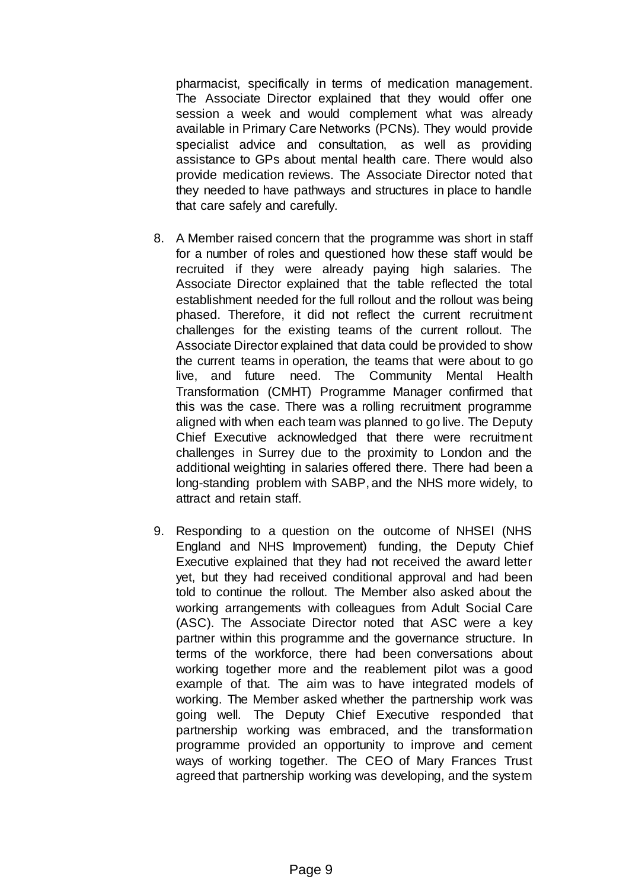pharmacist, specifically in terms of medication management. The Associate Director explained that they would offer one session a week and would complement what was already available in Primary Care Networks (PCNs). They would provide specialist advice and consultation, as well as providing assistance to GPs about mental health care. There would also provide medication reviews. The Associate Director noted that they needed to have pathways and structures in place to handle that care safely and carefully.

8. A Member raised concern that the programme was short in staff for a number of roles and questioned how these staff would be recruited if they were already paying high salaries. The Associate Director explained that the table reflected the total establishment needed for the full rollout and the rollout was being phased. Therefore, it did not reflect the current recruitment challenges for the existing teams of the current rollout. The Associate Director explained that data could be provided to show the current teams in operation, the teams that were about to go live, and future need. The Community Mental Health Transformation (CMHT) Programme Manager confirmed that this was the case. There was a rolling recruitment programme aligned with when each team was planned to go live. The Deputy Chief Executive acknowledged that there were recruitment challenges in Surrey due to the proximity to London and the additional weighting in salaries offered there. There had been a long-standing problem with SABP, and the NHS more widely, to attract and retain staff.

9. Responding to a question on the outcome of NHSEI (NHS England and NHS Improvement) funding, the Deputy Chief Executive explained that they had not received the award letter yet, but they had received conditional approval and had been told to continue the rollout. The Member also asked about the working arrangements with colleagues from Adult Social Care (ASC). The Associate Director noted that ASC were a key partner within this programme and the governance structure. In terms of the workforce, there had been conversations about working together more and the reablement pilot was a good example of that. The aim was to have integrated models of working. The Member asked whether the partnership work was going well. The Deputy Chief Executive responded that partnership working was embraced, and the transformation programme provided an opportunity to improve and cement ways of working together. The CEO of Mary Frances Trust agreed that partnership working was developing, and the system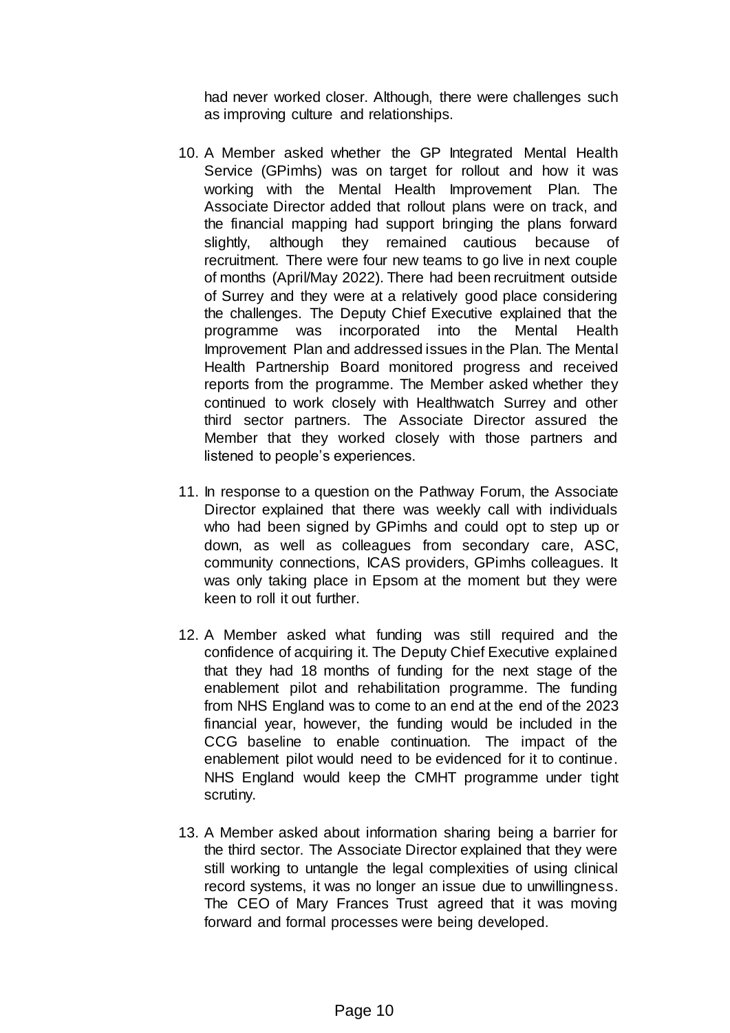had never worked closer. Although, there were challenges such as improving culture and relationships.

10. A Member asked whether the GP Integrated Mental Health Service (GPimhs) was on target for rollout and how it was working with the Mental Health Improvement Plan. The Associate Director added that rollout plans were on track, and the financial mapping had support bringing the plans forward slightly, although they remained cautious because of recruitment. There were four new teams to go live in next couple of months (April/May 2022). There had been recruitment outside of Surrey and they were at a relatively good place considering the challenges. The Deputy Chief Executive explained that the programme was incorporated into the Mental Health Improvement Plan and addressed issues in the Plan. The Mental Health Partnership Board monitored progress and received reports from the programme. The Member asked whether they continued to work closely with Healthwatch Surrey and other third sector partners. The Associate Director assured the Member that they worked closely with those partners and listened to people's experiences.

11. In response to a question on the Pathway Forum, the Associate Director explained that there was weekly call with individuals who had been signed by GPimhs and could opt to step up or down, as well as colleagues from secondary care, ASC, community connections, ICAS providers, GPimhs colleagues. It was only taking place in Epsom at the moment but they were keen to roll it out further.

12. A Member asked what funding was still required and the confidence of acquiring it. The Deputy Chief Executive explained that they had 18 months of funding for the next stage of the enablement pilot and rehabilitation programme. The funding from NHS England was to come to an end at the end of the 2023 financial year, however, the funding would be included in the CCG baseline to enable continuation. The impact of the enablement pilot would need to be evidenced for it to continue. NHS England would keep the CMHT programme under tight scrutiny.

13. A Member asked about information sharing being a barrier for the third sector. The Associate Director explained that they were still working to untangle the legal complexities of using clinical record systems, it was no longer an issue due to unwillingness. The CEO of Mary Frances Trust agreed that it was moving forward and formal processes were being developed.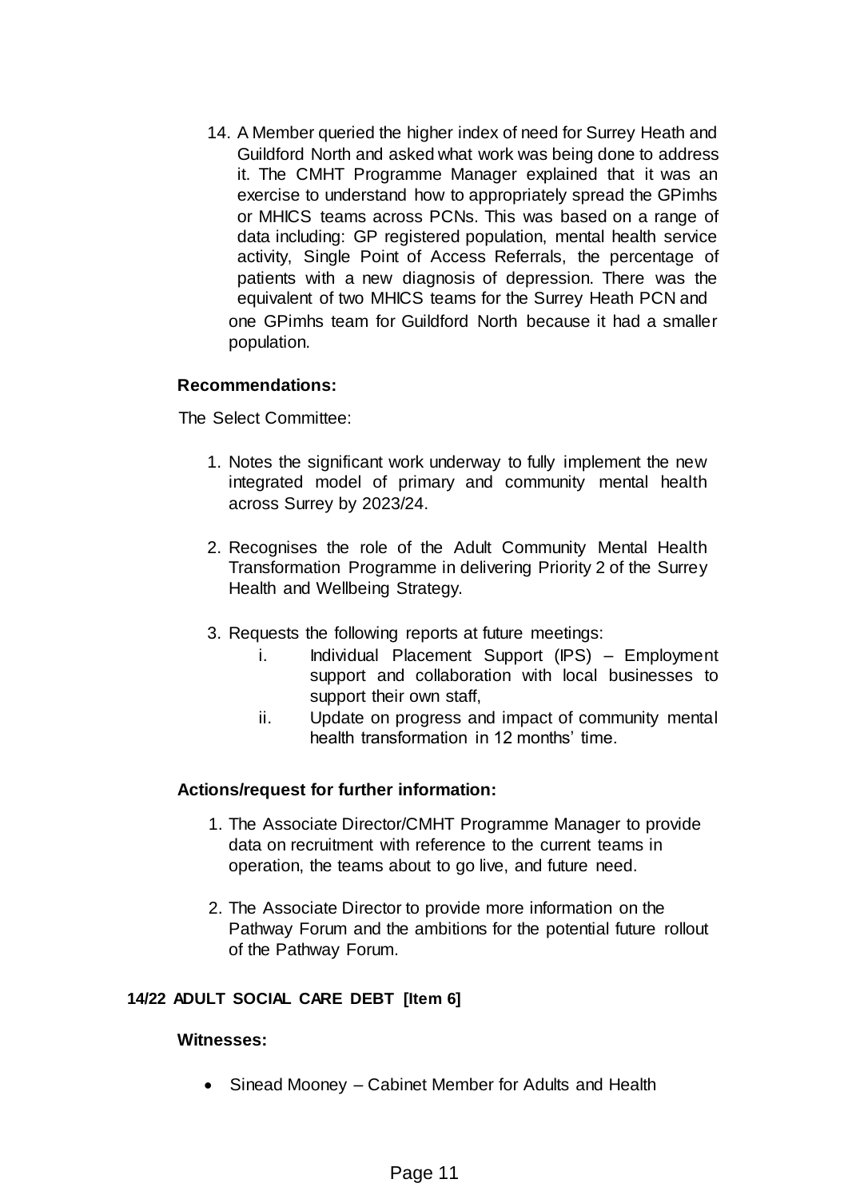14. A Member queried the higher index of need for Surrey Heath and Guildford North and asked what work was being done to address it. The CMHT Programme Manager explained that it was an exercise to understand how to appropriately spread the GPimhs or MHICS teams across PCNs. This was based on a range of data including: GP registered population, mental health service activity, Single Point of Access Referrals, the percentage of patients with a new diagnosis of depression. There was the equivalent of two MHICS teams for the Surrey Heath PCN and one GPimhs team for Guildford North because it had a smaller population.

**Recommendations:**

The Select Committee:

1. Notes the significant work underway to fully implement the new integrated model of primary and community mental health across Surrey by 2023/24.

2. Recognises the role of the Adult Community Mental Health Transformation Programme in delivering Priority 2 of the Surrey Health and Wellbeing Strategy.

3. Requests the following reports at future meetings:
   i. Individual Placement Support (IPS) – Employment support and collaboration with local businesses to support their own staff,
   ii. Update on progress and impact of community mental health transformation in 12 months' time.

**Actions/request for further information:**

1. The Associate Director/CMHT Programme Manager to provide data on recruitment with reference to the current teams in operation, the teams about to go live, and future need.

2. The Associate Director to provide more information on the Pathway Forum and the ambitions for the potential future rollout of the Pathway Forum.

**14/22 ADULT SOCIAL CARE DEBT [Item 6]**

**Witnesses:**

- Sinead Mooney – Cabinet Member for Adults and Health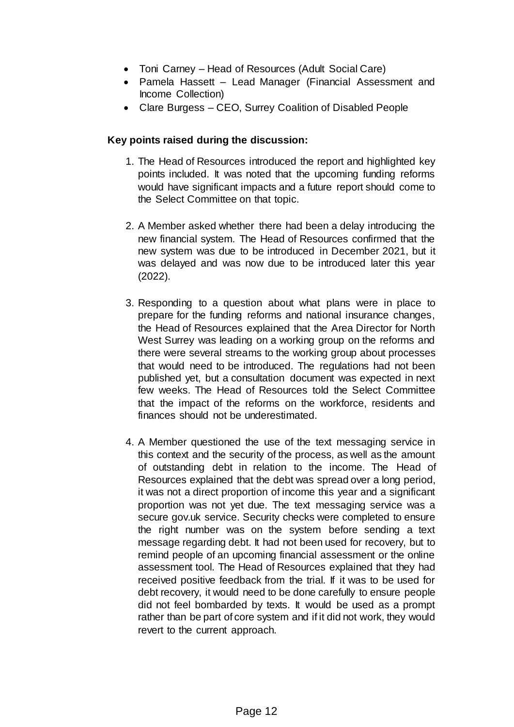- Toni Carney – Head of Resources (Adult Social Care)
- Pamela Hassett – Lead Manager (Financial Assessment and Income Collection)
- Clare Burgess – CEO, Surrey Coalition of Disabled People

**Key points raised during the discussion:**

1. The Head of Resources introduced the report and highlighted key points included. It was noted that the upcoming funding reforms would have significant impacts and a future report should come to the Select Committee on that topic.

2. A Member asked whether there had been a delay introducing the new financial system. The Head of Resources confirmed that the new system was due to be introduced in December 2021, but it was delayed and was now due to be introduced later this year (2022).

3. Responding to a question about what plans were in place to prepare for the funding reforms and national insurance changes, the Head of Resources explained that the Area Director for North West Surrey was leading on a working group on the reforms and there were several streams to the working group about processes that would need to be introduced. The regulations had not been published yet, but a consultation document was expected in next few weeks. The Head of Resources told the Select Committee that the impact of the reforms on the workforce, residents and finances should not be underestimated.

4. A Member questioned the use of the text messaging service in this context and the security of the process, as well as the amount of outstanding debt in relation to the income. The Head of Resources explained that the debt was spread over a long period, it was not a direct proportion of income this year and a significant proportion was not yet due. The text messaging service was a secure gov.uk service. Security checks were completed to ensure the right number was on the system before sending a text message regarding debt. It had not been used for recovery, but to remind people of an upcoming financial assessment or the online assessment tool. The Head of Resources explained that they had received positive feedback from the trial. If it was to be used for debt recovery, it would need to be done carefully to ensure people did not feel bombarded by texts. It would be used as a prompt rather than be part of core system and if it did not work, they would revert to the current approach.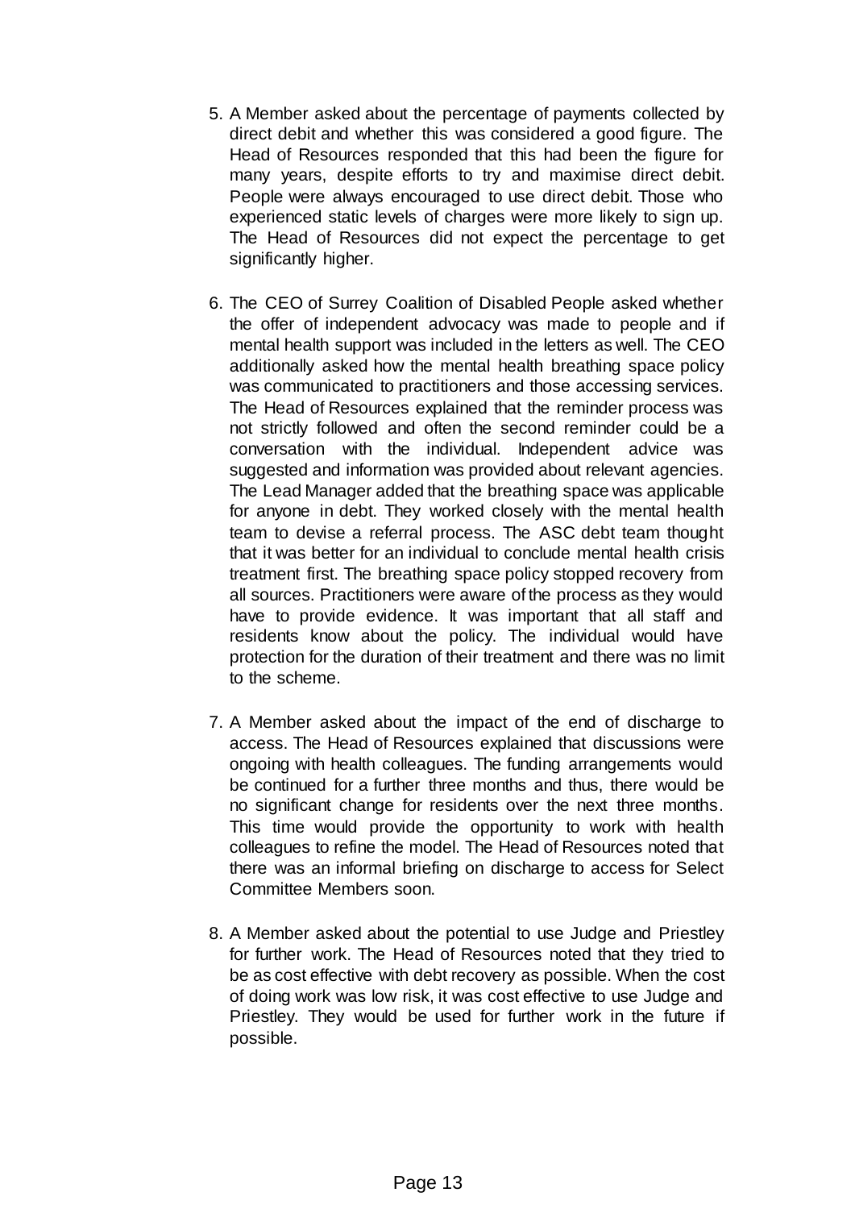5. A Member asked about the percentage of payments collected by direct debit and whether this was considered a good figure. The Head of Resources responded that this had been the figure for many years, despite efforts to try and maximise direct debit. People were always encouraged to use direct debit. Those who experienced static levels of charges were more likely to sign up. The Head of Resources did not expect the percentage to get significantly higher.

6. The CEO of Surrey Coalition of Disabled People asked whether the offer of independent advocacy was made to people and if mental health support was included in the letters as well. The CEO additionally asked how the mental health breathing space policy was communicated to practitioners and those accessing services. The Head of Resources explained that the reminder process was not strictly followed and often the second reminder could be a conversation with the individual. Independent advice was suggested and information was provided about relevant agencies. The Lead Manager added that the breathing space was applicable for anyone in debt. They worked closely with the mental health team to devise a referral process. The ASC debt team thought that it was better for an individual to conclude mental health crisis treatment first. The breathing space policy stopped recovery from all sources. Practitioners were aware of the process as they would have to provide evidence. It was important that all staff and residents know about the policy. The individual would have protection for the duration of their treatment and there was no limit to the scheme.

7. A Member asked about the impact of the end of discharge to access. The Head of Resources explained that discussions were ongoing with health colleagues. The funding arrangements would be continued for a further three months and thus, there would be no significant change for residents over the next three months. This time would provide the opportunity to work with health colleagues to refine the model. The Head of Resources noted that there was an informal briefing on discharge to access for Select Committee Members soon.

8. A Member asked about the potential to use Judge and Priestley for further work. The Head of Resources noted that they tried to be as cost effective with debt recovery as possible. When the cost of doing work was low risk, it was cost effective to use Judge and Priestley. They would be used for further work in the future if possible.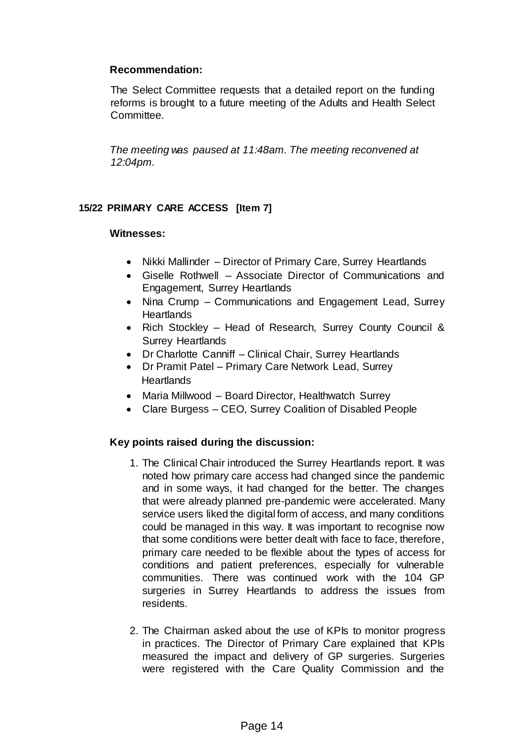**Recommendation:**

The Select Committee requests that a detailed report on the funding reforms is brought to a future meeting of the Adults and Health Select Committee.

*The meeting was paused at 11:48am. The meeting reconvened at 12:04pm.*

**15/22 PRIMARY CARE ACCESS [Item 7]**

**Witnesses:**

- Nikki Mallinder – Director of Primary Care, Surrey Heartlands
- Giselle Rothwell – Associate Director of Communications and Engagement, Surrey Heartlands
- Nina Crump – Communications and Engagement Lead, Surrey Heartlands
- Rich Stockley – Head of Research, Surrey County Council & Surrey Heartlands
- Dr Charlotte Canniff – Clinical Chair, Surrey Heartlands
- Dr Pramit Patel – Primary Care Network Lead, Surrey Heartlands
- Maria Millwood – Board Director, Healthwatch Surrey
- Clare Burgess – CEO, Surrey Coalition of Disabled People

**Key points raised during the discussion:**

1. The Clinical Chair introduced the Surrey Heartlands report. It was noted how primary care access had changed since the pandemic and in some ways, it had changed for the better. The changes that were already planned pre-pandemic were accelerated. Many service users liked the digital form of access, and many conditions could be managed in this way. It was important to recognise now that some conditions were better dealt with face to face, therefore, primary care needed to be flexible about the types of access for conditions and patient preferences, especially for vulnerable communities. There was continued work with the 104 GP surgeries in Surrey Heartlands to address the issues from residents.

2. The Chairman asked about the use of KPIs to monitor progress in practices. The Director of Primary Care explained that KPIs measured the impact and delivery of GP surgeries. Surgeries were registered with the Care Quality Commission and the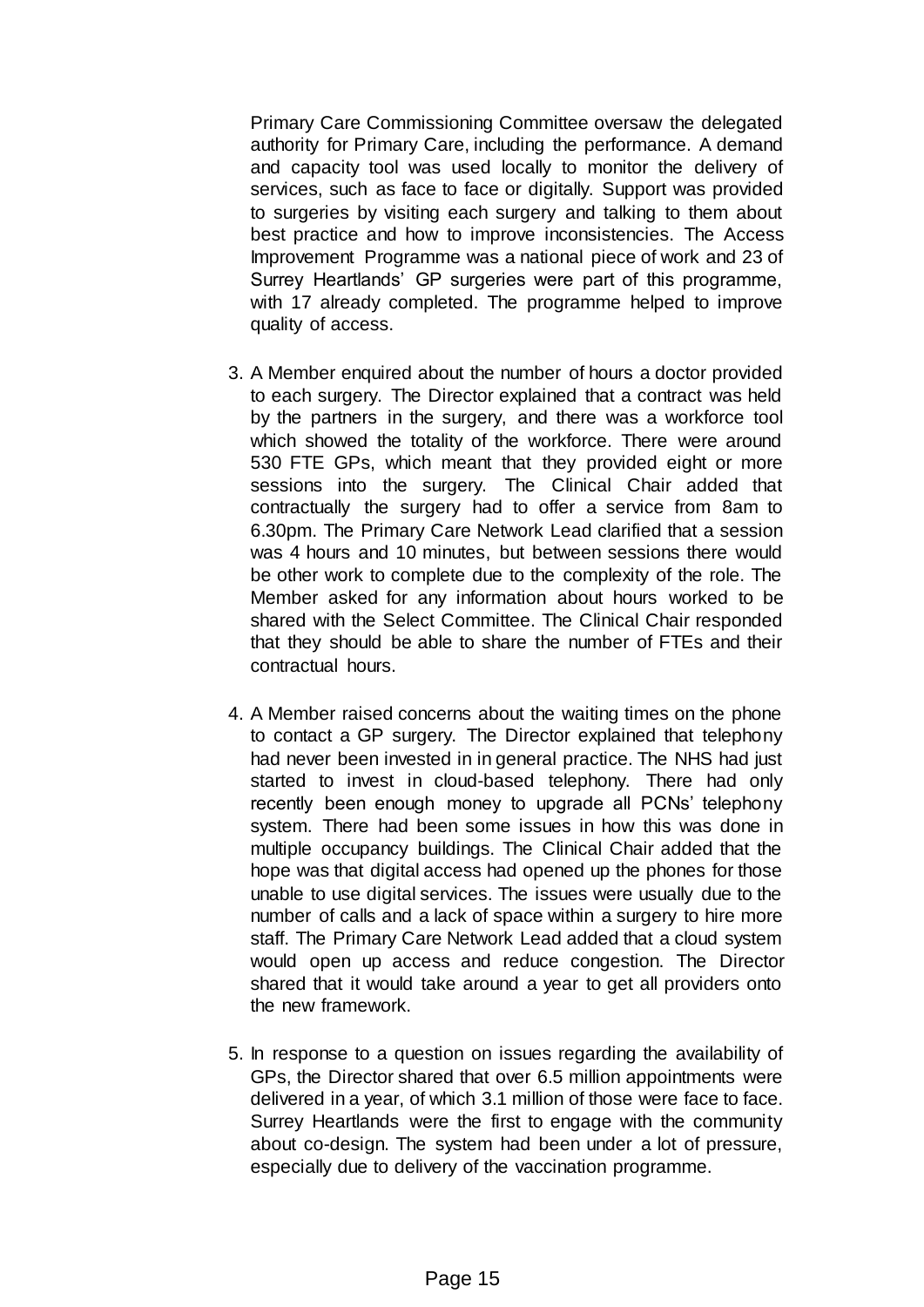Primary Care Commissioning Committee oversaw the delegated authority for Primary Care, including the performance. A demand and capacity tool was used locally to monitor the delivery of services, such as face to face or digitally. Support was provided to surgeries by visiting each surgery and talking to them about best practice and how to improve inconsistencies. The Access Improvement Programme was a national piece of work and 23 of Surrey Heartlands' GP surgeries were part of this programme, with 17 already completed. The programme helped to improve quality of access.

3. A Member enquired about the number of hours a doctor provided to each surgery. The Director explained that a contract was held by the partners in the surgery, and there was a workforce tool which showed the totality of the workforce. There were around 530 FTE GPs, which meant that they provided eight or more sessions into the surgery. The Clinical Chair added that contractually the surgery had to offer a service from 8am to 6.30pm. The Primary Care Network Lead clarified that a session was 4 hours and 10 minutes, but between sessions there would be other work to complete due to the complexity of the role. The Member asked for any information about hours worked to be shared with the Select Committee. The Clinical Chair responded that they should be able to share the number of FTEs and their contractual hours.

4. A Member raised concerns about the waiting times on the phone to contact a GP surgery. The Director explained that telephony had never been invested in in general practice. The NHS had just started to invest in cloud-based telephony. There had only recently been enough money to upgrade all PCNs' telephony system. There had been some issues in how this was done in multiple occupancy buildings. The Clinical Chair added that the hope was that digital access had opened up the phones for those unable to use digital services. The issues were usually due to the number of calls and a lack of space within a surgery to hire more staff. The Primary Care Network Lead added that a cloud system would open up access and reduce congestion. The Director shared that it would take around a year to get all providers onto the new framework.

5. In response to a question on issues regarding the availability of GPs, the Director shared that over 6.5 million appointments were delivered in a year, of which 3.1 million of those were face to face. Surrey Heartlands were the first to engage with the community about co-design. The system had been under a lot of pressure, especially due to delivery of the vaccination programme.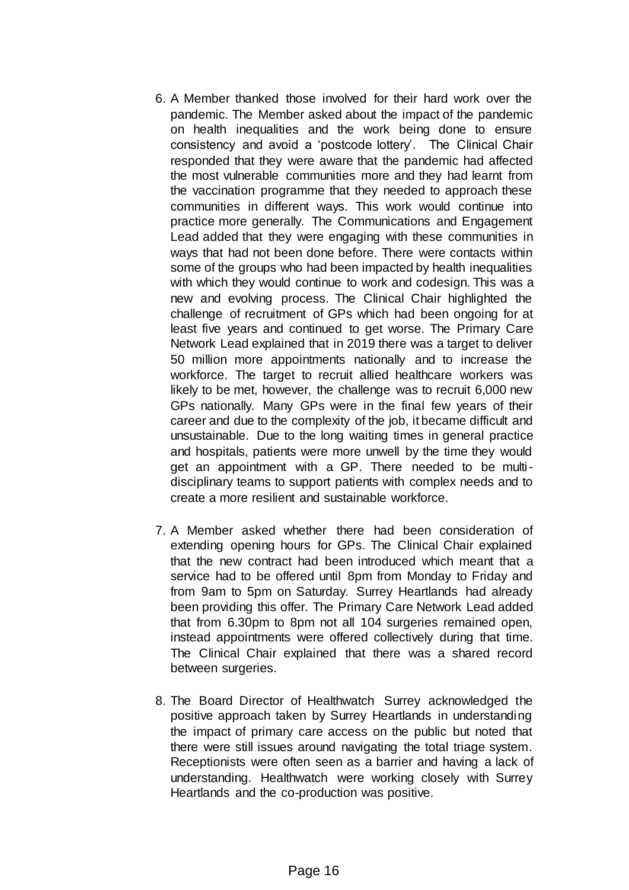6. A Member thanked those involved for their hard work over the pandemic. The Member asked about the impact of the pandemic on health inequalities and the work being done to ensure consistency and avoid a 'postcode lottery'. The Clinical Chair responded that they were aware that the pandemic had affected the most vulnerable communities more and they had learnt from the vaccination programme that they needed to approach these communities in different ways. This work would continue into practice more generally. The Communications and Engagement Lead added that they were engaging with these communities in ways that had not been done before. There were contacts within some of the groups who had been impacted by health inequalities with which they would continue to work and codesign. This was a new and evolving process. The Clinical Chair highlighted the challenge of recruitment of GPs which had been ongoing for at least five years and continued to get worse. The Primary Care Network Lead explained that in 2019 there was a target to deliver 50 million more appointments nationally and to increase the workforce. The target to recruit allied healthcare workers was likely to be met, however, the challenge was to recruit 6,000 new GPs nationally. Many GPs were in the final few years of their career and due to the complexity of the job, it became difficult and unsustainable. Due to the long waiting times in general practice and hospitals, patients were more unwell by the time they would get an appointment with a GP. There needed to be multi-disciplinary teams to support patients with complex needs and to create a more resilient and sustainable workforce.

7. A Member asked whether there had been consideration of extending opening hours for GPs. The Clinical Chair explained that the new contract had been introduced which meant that a service had to be offered until 8pm from Monday to Friday and from 9am to 5pm on Saturday. Surrey Heartlands had already been providing this offer. The Primary Care Network Lead added that from 6.30pm to 8pm not all 104 surgeries remained open, instead appointments were offered collectively during that time. The Clinical Chair explained that there was a shared record between surgeries.

8. The Board Director of Healthwatch Surrey acknowledged the positive approach taken by Surrey Heartlands in understanding the impact of primary care access on the public but noted that there were still issues around navigating the total triage system. Receptionists were often seen as a barrier and having a lack of understanding. Healthwatch were working closely with Surrey Heartlands and the co-production was positive.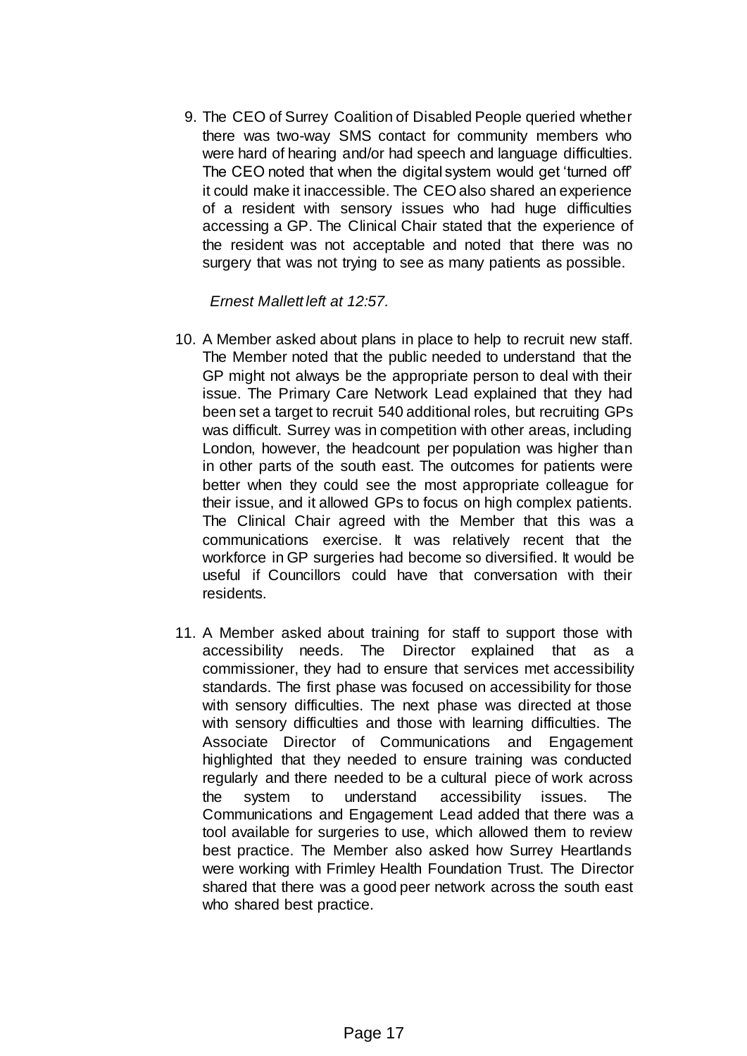9. The CEO of Surrey Coalition of Disabled People queried whether there was two-way SMS contact for community members who were hard of hearing and/or had speech and language difficulties. The CEO noted that when the digital system would get 'turned off' it could make it inaccessible. The CEO also shared an experience of a resident with sensory issues who had huge difficulties accessing a GP. The Clinical Chair stated that the experience of the resident was not acceptable and noted that there was no surgery that was not trying to see as many patients as possible.

*Ernest Mallett left at 12:57.*

10. A Member asked about plans in place to help to recruit new staff. The Member noted that the public needed to understand that the GP might not always be the appropriate person to deal with their issue. The Primary Care Network Lead explained that they had been set a target to recruit 540 additional roles, but recruiting GPs was difficult. Surrey was in competition with other areas, including London, however, the headcount per population was higher than in other parts of the south east. The outcomes for patients were better when they could see the most appropriate colleague for their issue, and it allowed GPs to focus on high complex patients. The Clinical Chair agreed with the Member that this was a communications exercise. It was relatively recent that the workforce in GP surgeries had become so diversified. It would be useful if Councillors could have that conversation with their residents.

11. A Member asked about training for staff to support those with accessibility needs. The Director explained that as a commissioner, they had to ensure that services met accessibility standards. The first phase was focused on accessibility for those with sensory difficulties. The next phase was directed at those with sensory difficulties and those with learning difficulties. The Associate Director of Communications and Engagement highlighted that they needed to ensure training was conducted regularly and there needed to be a cultural piece of work across the system to understand accessibility issues. The Communications and Engagement Lead added that there was a tool available for surgeries to use, which allowed them to review best practice. The Member also asked how Surrey Heartlands were working with Frimley Health Foundation Trust. The Director shared that there was a good peer network across the south east who shared best practice.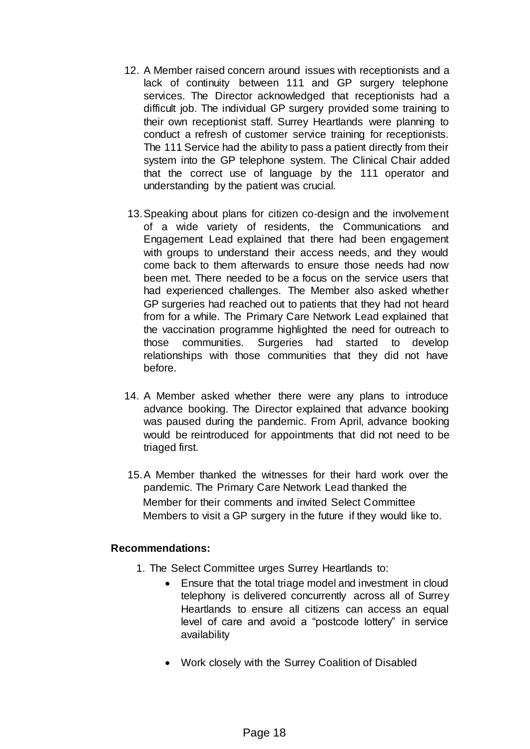12. A Member raised concern around issues with receptionists and a lack of continuity between 111 and GP surgery telephone services. The Director acknowledged that receptionists had a difficult job. The individual GP surgery provided some training to their own receptionist staff. Surrey Heartlands were planning to conduct a refresh of customer service training for receptionists. The 111 Service had the ability to pass a patient directly from their system into the GP telephone system. The Clinical Chair added that the correct use of language by the 111 operator and understanding by the patient was crucial.

13. Speaking about plans for citizen co-design and the involvement of a wide variety of residents, the Communications and Engagement Lead explained that there had been engagement with groups to understand their access needs, and they would come back to them afterwards to ensure those needs had now been met. There needed to be a focus on the service users that had experienced challenges. The Member also asked whether GP surgeries had reached out to patients that they had not heard from for a while. The Primary Care Network Lead explained that the vaccination programme highlighted the need for outreach to those communities. Surgeries had started to develop relationships with those communities that they did not have before.

14. A Member asked whether there were any plans to introduce advance booking. The Director explained that advance booking was paused during the pandemic. From April, advance booking would be reintroduced for appointments that did not need to be triaged first.

15. A Member thanked the witnesses for their hard work over the pandemic. The Primary Care Network Lead thanked the Member for their comments and invited Select Committee Members to visit a GP surgery in the future if they would like to.

**Recommendations:**

1. The Select Committee urges Surrey Heartlands to:
   - Ensure that the total triage model and investment in cloud telephony is delivered concurrently across all of Surrey Heartlands to ensure all citizens can access an equal level of care and avoid a "postcode lottery" in service availability

   - Work closely with the Surrey Coalition of Disabled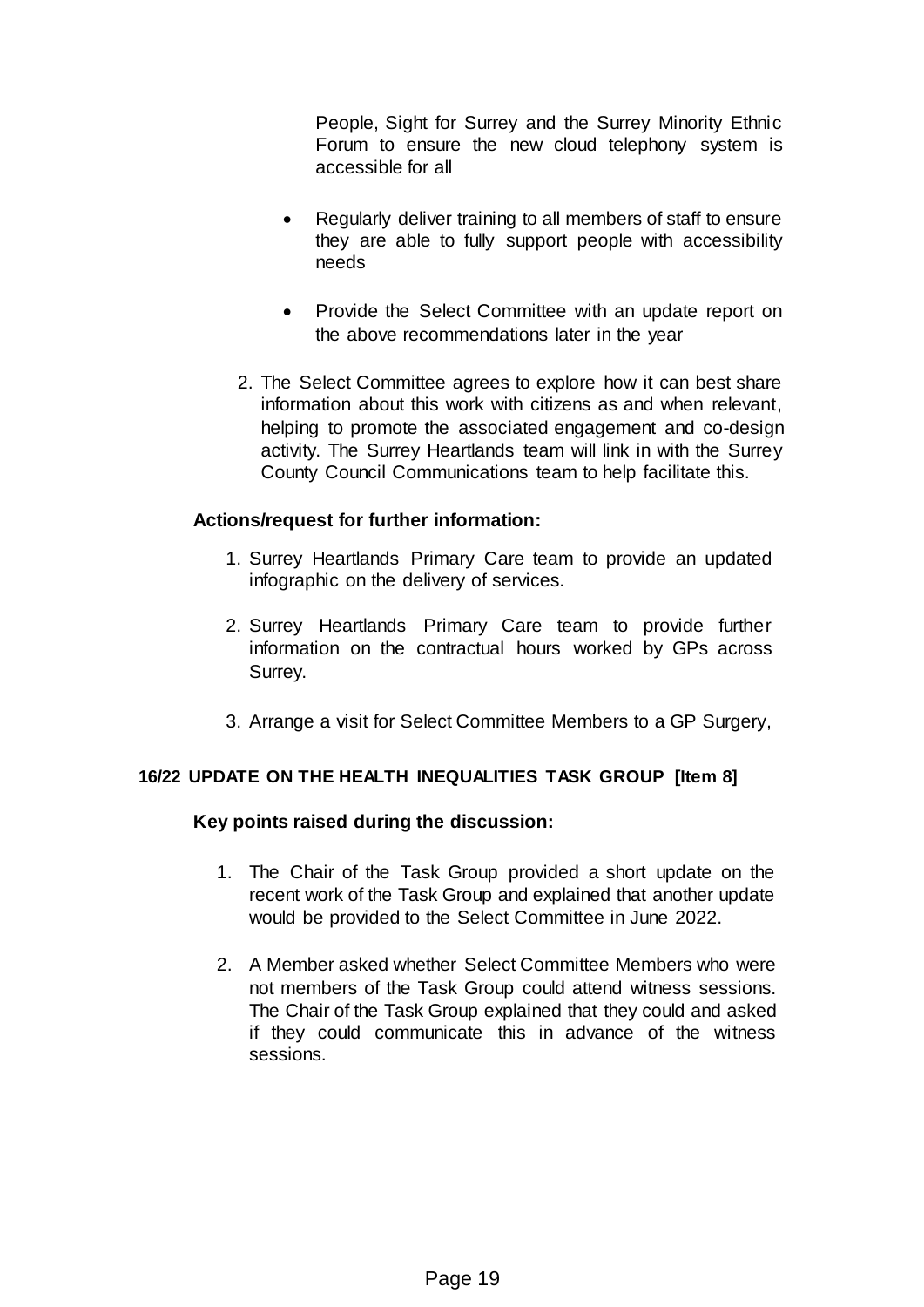People, Sight for Surrey and the Surrey Minority Ethnic Forum to ensure the new cloud telephony system is accessible for all

- Regularly deliver training to all members of staff to ensure they are able to fully support people with accessibility needs
- Provide the Select Committee with an update report on the above recommendations later in the year

2. The Select Committee agrees to explore how it can best share information about this work with citizens as and when relevant, helping to promote the associated engagement and co-design activity. The Surrey Heartlands team will link in with the Surrey County Council Communications team to help facilitate this.

**Actions/request for further information:**

1. Surrey Heartlands Primary Care team to provide an updated infographic on the delivery of services.
2. Surrey Heartlands Primary Care team to provide further information on the contractual hours worked by GPs across Surrey.
3. Arrange a visit for Select Committee Members to a GP Surgery,

**16/22 UPDATE ON THE HEALTH INEQUALITIES TASK GROUP [Item 8]**

**Key points raised during the discussion:**

1. The Chair of the Task Group provided a short update on the recent work of the Task Group and explained that another update would be provided to the Select Committee in June 2022.
2. A Member asked whether Select Committee Members who were not members of the Task Group could attend witness sessions. The Chair of the Task Group explained that they could and asked if they could communicate this in advance of the witness sessions.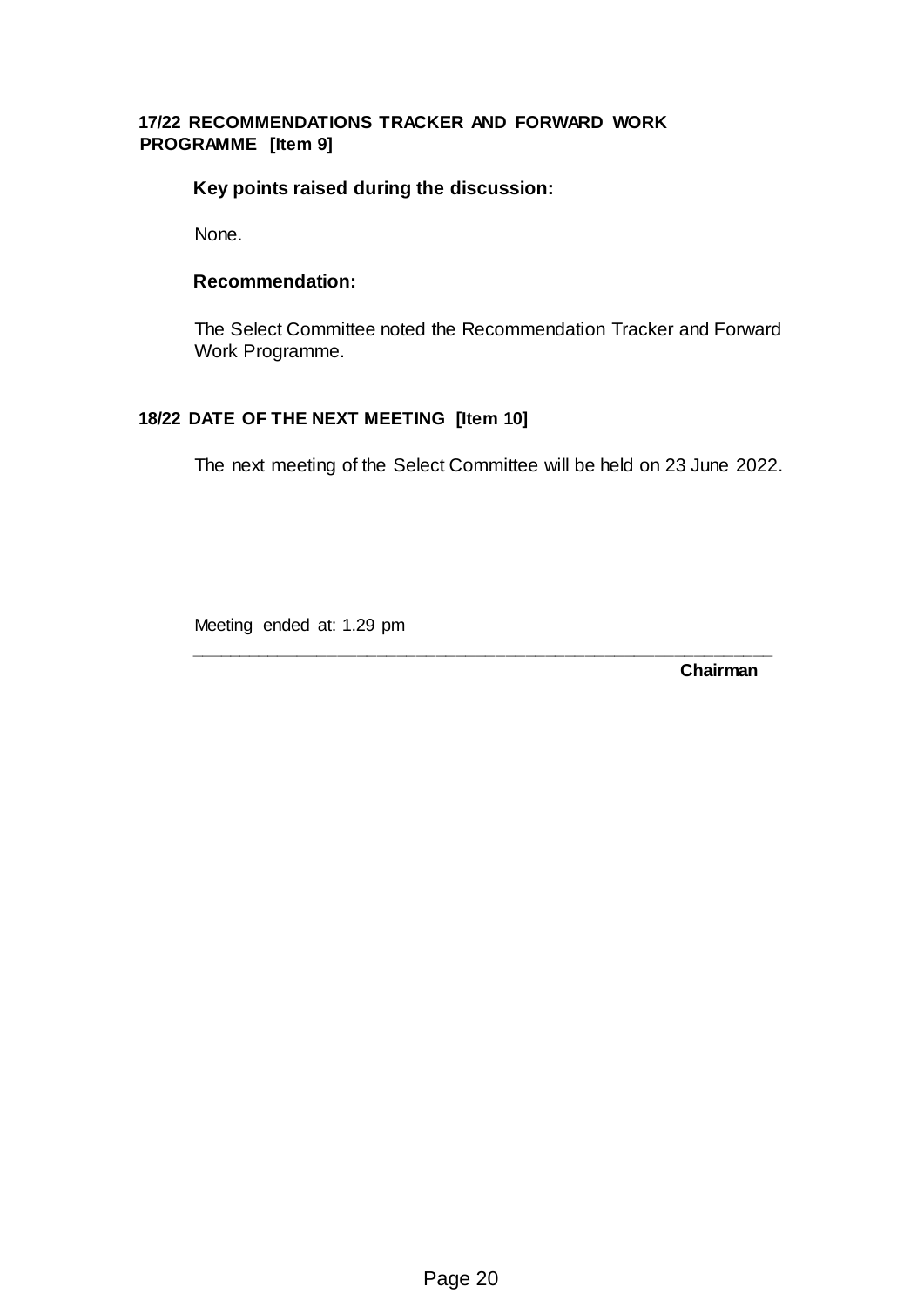## 17/22 RECOMMENDATIONS TRACKER AND FORWARD WORK PROGRAMME [Item 9]

**Key points raised during the discussion:**

None.

**Recommendation:**

The Select Committee noted the Recommendation Tracker and Forward Work Programme.

## 18/22 DATE OF THE NEXT MEETING [Item 10]

The next meeting of the Select Committee will be held on 23 June 2022.

Meeting ended at: 1.29 pm

\_\_\_\_\_\_\_\_\_\_\_\_\_\_\_\_\_\_\_\_\_\_\_\_\_\_\_\_\_\_\_\_\_\_\_\_\_\_\_\_\_\_\_\_\_\_\_\_\_\_\_\_\_\_\_\_

**Chairman**